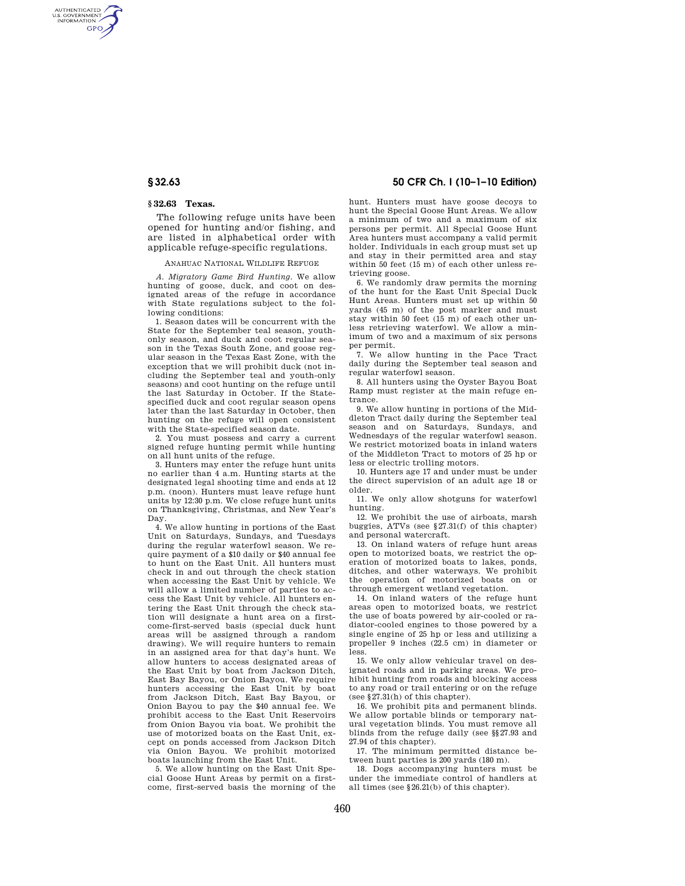## § 32.63 Texas.

The following refuge units have been opened for hunting and/or fishing, and are listed in alphabetical order with applicable refuge-specific regulations.

ANAHUAC NATIONAL WILDLIFE REFUGE

*A. Migratory Game Bird Hunting.* We allow hunting of goose, duck, and coot on designated areas of the refuge in accordance with State regulations subject to the following conditions:

1. Season dates will be concurrent with the State for the September teal season, youth-only season, and duck and coot regular season in the Texas South Zone, and goose regular season in the Texas East Zone, with the exception that we will prohibit duck (not including the September teal and youth-only seasons) and coot hunting on the refuge until the last Saturday in October. If the State-specified duck and coot regular season opens later than the last Saturday in October, then hunting on the refuge will open consistent with the State-specified season date.

2. You must possess and carry a current signed refuge hunting permit while hunting on all hunt units of the refuge.

3. Hunters may enter the refuge hunt units no earlier than 4 a.m. Hunting starts at the designated legal shooting time and ends at 12 p.m. (noon). Hunters must leave refuge hunt units by 12:30 p.m. We close refuge hunt units on Thanksgiving, Christmas, and New Year's Day.

4. We allow hunting in portions of the East Unit on Saturdays, Sundays, and Tuesdays during the regular waterfowl season. We require payment of a $10 daily or $40 annual fee to hunt on the East Unit. All hunters must check in and out through the check station when accessing the East Unit by vehicle. We will allow a limited number of parties to access the East Unit by vehicle. All hunters entering the East Unit through the check station will designate a hunt area on a first-come-first-served basis (special duck hunt areas will be assigned through a random drawing). We will require hunters to remain in an assigned area for that day's hunt. We allow hunters to access designated areas of the East Unit by boat from Jackson Ditch, East Bay Bayou, or Onion Bayou. We require hunters accessing the East Unit by boat from Jackson Ditch, East Bay Bayou, or Onion Bayou to pay the $40 annual fee. We prohibit access to the East Unit Reservoirs from Onion Bayou via boat. We prohibit the use of motorized boats on the East Unit, except on ponds accessed from Jackson Ditch via Onion Bayou. We prohibit motorized boats launching from the East Unit.

5. We allow hunting on the East Unit Special Goose Hunt Areas by permit on a first-come, first-served basis the morning of the hunt. Hunters must have goose decoys to hunt the Special Goose Hunt Areas. We allow a minimum of two and a maximum of six persons per permit. All Special Goose Hunt Area hunters must accompany a valid permit holder. Individuals in each group must set up and stay in their permitted area and stay within 50 feet (15 m) of each other unless retrieving goose.

6. We randomly draw permits the morning of the hunt for the East Unit Special Duck Hunt Areas. Hunters must set up within 50 yards (45 m) of the post marker and must stay within 50 feet (15 m) of each other unless retrieving waterfowl. We allow a minimum of two and a maximum of six persons per permit.

7. We allow hunting in the Pace Tract daily during the September teal season and regular waterfowl season.

8. All hunters using the Oyster Bayou Boat Ramp must register at the main refuge entrance.

9. We allow hunting in portions of the Middleton Tract daily during the September teal season and on Saturdays, Sundays, and Wednesdays of the regular waterfowl season. We restrict motorized boats in inland waters of the Middleton Tract to motors of 25 hp or less or electric trolling motors.

10. Hunters age 17 and under must be under the direct supervision of an adult age 18 or older.

11. We only allow shotguns for waterfowl hunting.

12. We prohibit the use of airboats, marsh buggies, ATVs (see §27.31(f) of this chapter) and personal watercraft.

13. On inland waters of refuge hunt areas open to motorized boats, we restrict the operation of motorized boats to lakes, ponds, ditches, and other waterways. We prohibit the operation of motorized boats on or through emergent wetland vegetation.

14. On inland waters of the refuge hunt areas open to motorized boats, we restrict the use of boats powered by air-cooled or radiator-cooled engines to those powered by a single engine of 25 hp or less and utilizing a propeller 9 inches (22.5 cm) in diameter or less.

15. We only allow vehicular travel on designated roads and in parking areas. We prohibit hunting from roads and blocking access to any road or trail entering or on the refuge (see §27.31(h) of this chapter).

16. We prohibit pits and permanent blinds. We allow portable blinds or temporary natural vegetation blinds. You must remove all blinds from the refuge daily (see §§27.93 and 27.94 of this chapter).

17. The minimum permitted distance between hunt parties is 200 yards (180 m).

18. Dogs accompanying hunters must be under the immediate control of handlers at all times (see §26.21(b) of this chapter).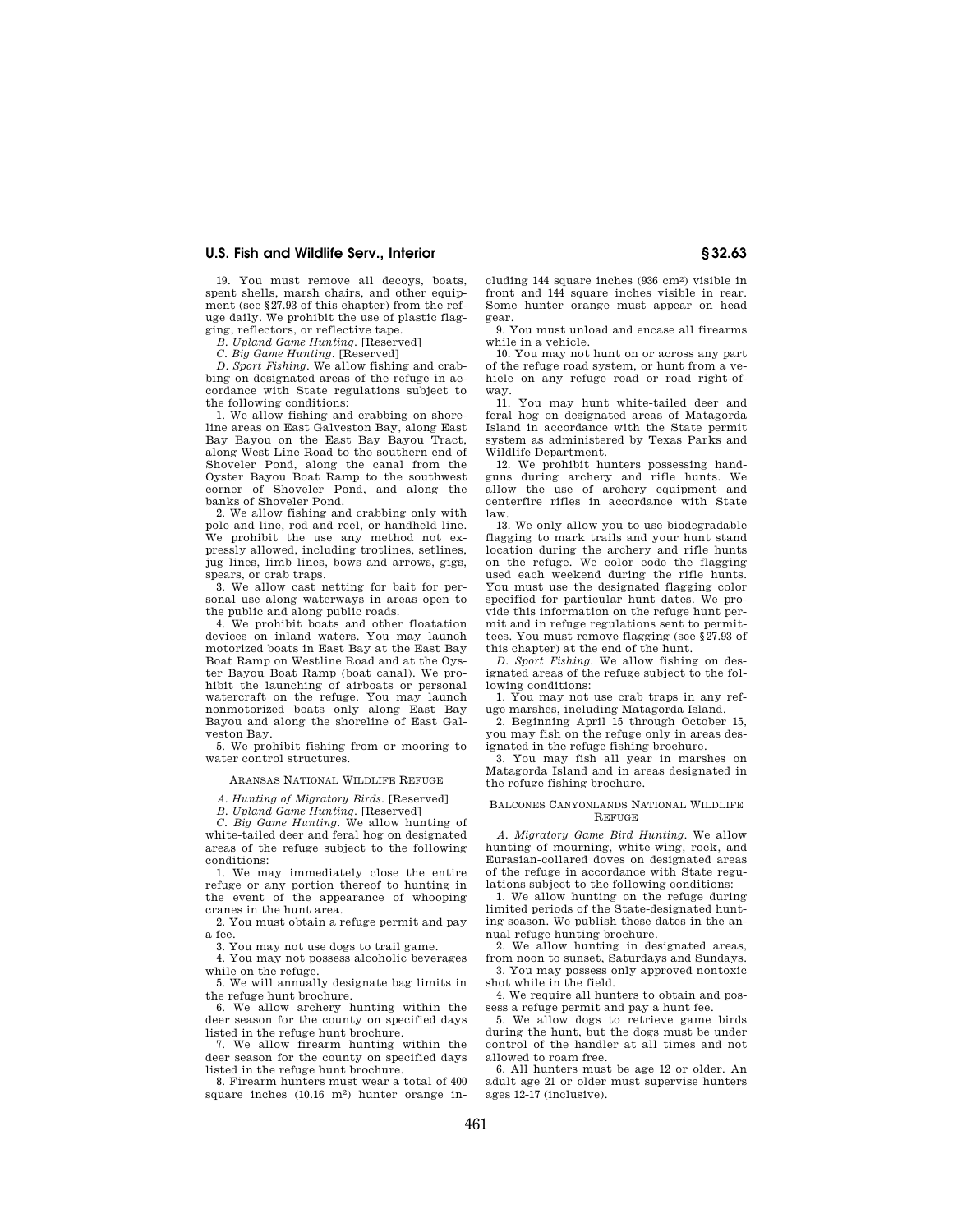19. You must remove all decoys, boats, spent shells, marsh chairs, and other equipment (see §27.93 of this chapter) from the refuge daily. We prohibit the use of plastic flagging, reflectors, or reflective tape.

*B. Upland Game Hunting.* [Reserved]

*C. Big Game Hunting.* [Reserved]

*D. Sport Fishing.* We allow fishing and crabbing on designated areas of the refuge in accordance with State regulations subject to the following conditions:

1. We allow fishing and crabbing on shoreline areas on East Galveston Bay, along East Bay Bayou on the East Bay Bayou Tract, along West Line Road to the southern end of Shoveler Pond, along the canal from the Oyster Bayou Boat Ramp to the southwest corner of Shoveler Pond, and along the banks of Shoveler Pond.

2. We allow fishing and crabbing only with pole and line, rod and reel, or handheld line. We prohibit the use any method not expressly allowed, including trotlines, setlines, jug lines, limb lines, bows and arrows, gigs, spears, or crab traps.

3. We allow cast netting for bait for personal use along waterways in areas open to the public and along public roads.

4. We prohibit boats and other floatation devices on inland waters. You may launch motorized boats in East Bay at the East Bay Boat Ramp on Westline Road and at the Oyster Bayou Boat Ramp (boat canal). We prohibit the launching of airboats or personal watercraft on the refuge. You may launch nonmotorized boats only along East Bay Bayou and along the shoreline of East Galveston Bay.

5. We prohibit fishing from or mooring to water control structures.

## ARANSAS NATIONAL WILDLIFE REFUGE

*A. Hunting of Migratory Birds.* [Reserved]

*B. Upland Game Hunting.* [Reserved]

*C. Big Game Hunting.* We allow hunting of white-tailed deer and feral hog on designated areas of the refuge subject to the following conditions:

1. We may immediately close the entire refuge or any portion thereof to hunting in the event of the appearance of whooping cranes in the hunt area.

2. You must obtain a refuge permit and pay a fee.

3. You may not use dogs to trail game.

4. You may not possess alcoholic beverages while on the refuge.

5. We will annually designate bag limits in the refuge hunt brochure.

6. We allow archery hunting within the deer season for the county on specified days listed in the refuge hunt brochure.

7. We allow firearm hunting within the deer season for the county on specified days listed in the refuge hunt brochure.

8. Firearm hunters must wear a total of 400 square inches (10.16 $m^2$) hunter orange including 144 square inches (936 $cm^2$) visible in front and 144 square inches visible in rear. Some hunter orange must appear on head gear.

9. You must unload and encase all firearms while in a vehicle.

10. You may not hunt on or across any part of the refuge road system, or hunt from a vehicle on any refuge road or road right-of-way.

11. You may hunt white-tailed deer and feral hog on designated areas of Matagorda Island in accordance with the State permit system as administered by Texas Parks and Wildlife Department.

12. We prohibit hunters possessing handguns during archery and rifle hunts. We allow the use of archery equipment and centerfire rifles in accordance with State law.

13. We only allow you to use biodegradable flagging to mark trails and your hunt stand location during the archery and rifle hunts on the refuge. We color code the flagging used each weekend during the rifle hunts. You must use the designated flagging color specified for particular hunt dates. We provide this information on the refuge hunt permit and in refuge regulations sent to permittees. You must remove flagging (see §27.93 of this chapter) at the end of the hunt.

*D. Sport Fishing.* We allow fishing on designated areas of the refuge subject to the following conditions:

1. You may not use crab traps in any refuge marshes, including Matagorda Island.

2. Beginning April 15 through October 15, you may fish on the refuge only in areas designated in the refuge fishing brochure.

3. You may fish all year in marshes on Matagorda Island and in areas designated in the refuge fishing brochure.

## BALCONES CANYONLANDS NATIONAL WILDLIFE REFUGE

*A. Migratory Game Bird Hunting.* We allow hunting of mourning, white-wing, rock, and Eurasian-collared doves on designated areas of the refuge in accordance with State regulations subject to the following conditions:

1. We allow hunting on the refuge during limited periods of the State-designated hunting season. We publish these dates in the annual refuge hunting brochure.

2. We allow hunting in designated areas, from noon to sunset, Saturdays and Sundays.

3. You may possess only approved nontoxic shot while in the field.

4. We require all hunters to obtain and possess a refuge permit and pay a hunt fee.

5. We allow dogs to retrieve game birds during the hunt, but the dogs must be under control of the handler at all times and not allowed to roam free.

6. All hunters must be age 12 or older. An adult age 21 or older must supervise hunters ages 12-17 (inclusive).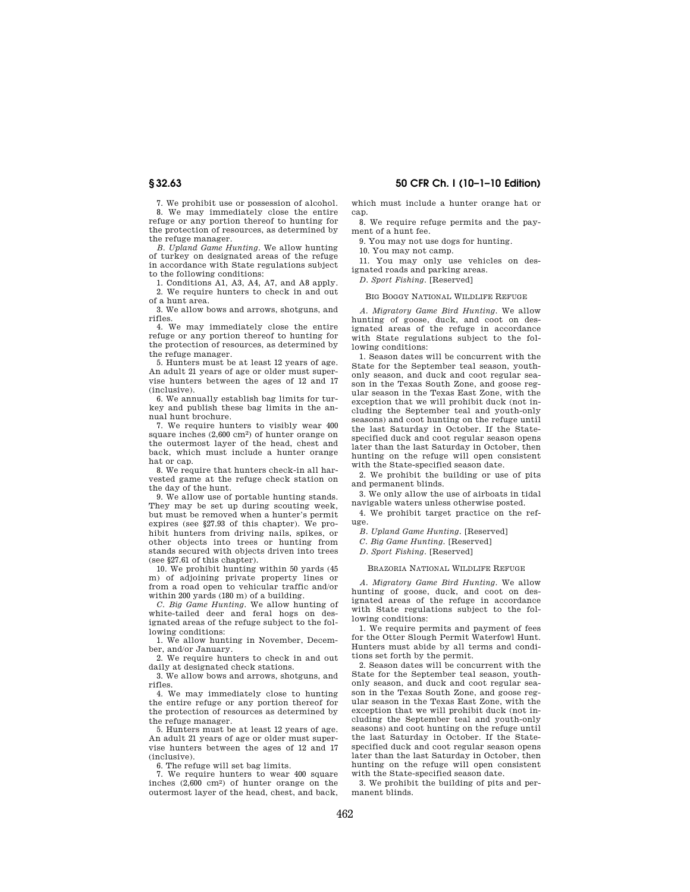7. We prohibit use or possession of alcohol.

8. We may immediately close the entire refuge or any portion thereof to hunting for the protection of resources, as determined by the refuge manager.

*B. Upland Game Hunting.* We allow hunting of turkey on designated areas of the refuge in accordance with State regulations subject to the following conditions:

1. Conditions A1, A3, A4, A7, and A8 apply.

2. We require hunters to check in and out of a hunt area.

3. We allow bows and arrows, shotguns, and rifles.

4. We may immediately close the entire refuge or any portion thereof to hunting for the protection of resources, as determined by the refuge manager.

5. Hunters must be at least 12 years of age. An adult 21 years of age or older must supervise hunters between the ages of 12 and 17 (inclusive).

6. We annually establish bag limits for turkey and publish these bag limits in the annual hunt brochure.

7. We require hunters to visibly wear 400 square inches (2,600 $cm^2$) of hunter orange on the outermost layer of the head, chest and back, which must include a hunter orange hat or cap.

8. We require that hunters check-in all harvested game at the refuge check station on the day of the hunt.

9. We allow use of portable hunting stands. They may be set up during scouting week, but must be removed when a hunter's permit expires (see §27.93 of this chapter). We prohibit hunters from driving nails, spikes, or other objects into trees or hunting from stands secured with objects driven into trees (see §27.61 of this chapter).

10. We prohibit hunting within 50 yards (45 m) of adjoining private property lines or from a road open to vehicular traffic and/or within 200 yards (180 m) of a building.

*C. Big Game Hunting.* We allow hunting of white-tailed deer and feral hogs on designated areas of the refuge subject to the following conditions:

1. We allow hunting in November, December, and/or January.

2. We require hunters to check in and out daily at designated check stations.

3. We allow bows and arrows, shotguns, and rifles.

4. We may immediately close to hunting the entire refuge or any portion thereof for the protection of resources as determined by the refuge manager.

5. Hunters must be at least 12 years of age. An adult 21 years of age or older must supervise hunters between the ages of 12 and 17 (inclusive).

6. The refuge will set bag limits.

7. We require hunters to wear 400 square inches (2,600 $cm^2$) of hunter orange on the outermost layer of the head, chest, and back, which must include a hunter orange hat or cap.

8. We require refuge permits and the payment of a hunt fee.

9. You may not use dogs for hunting.

10. You may not camp.

11. You may only use vehicles on designated roads and parking areas.

*D. Sport Fishing.* [Reserved]

BIG BOGGY NATIONAL WILDLIFE REFUGE

*A. Migratory Game Bird Hunting.* We allow hunting of goose, duck, and coot on designated areas of the refuge in accordance with State regulations subject to the following conditions:

1. Season dates will be concurrent with the State for the September teal season, youth-only season, and duck and coot regular season in the Texas South Zone, and goose regular season in the Texas East Zone, with the exception that we will prohibit duck (not including the September teal and youth-only seasons) and coot hunting on the refuge until the last Saturday in October. If the State-specified duck and coot regular season opens later than the last Saturday in October, then hunting on the refuge will open consistent with the State-specified season date.

2. We prohibit the building or use of pits and permanent blinds.

3. We only allow the use of airboats in tidal navigable waters unless otherwise posted.

4. We prohibit target practice on the refuge.

*B. Upland Game Hunting.* [Reserved]

*C. Big Game Hunting.* [Reserved]

*D. Sport Fishing.* [Reserved]

BRAZORIA NATIONAL WILDLIFE REFUGE

*A. Migratory Game Bird Hunting.* We allow hunting of goose, duck, and coot on designated areas of the refuge in accordance with State regulations subject to the following conditions:

1. We require permits and payment of fees for the Otter Slough Permit Waterfowl Hunt. Hunters must abide by all terms and conditions set forth by the permit.

2. Season dates will be concurrent with the State for the September teal season, youth-only season, and duck and coot regular season in the Texas South Zone, and goose regular season in the Texas East Zone, with the exception that we will prohibit duck (not including the September teal and youth-only seasons) and coot hunting on the refuge until the last Saturday in October. If the State-specified duck and coot regular season opens later than the last Saturday in October, then hunting on the refuge will open consistent with the State-specified season date.

3. We prohibit the building of pits and permanent blinds.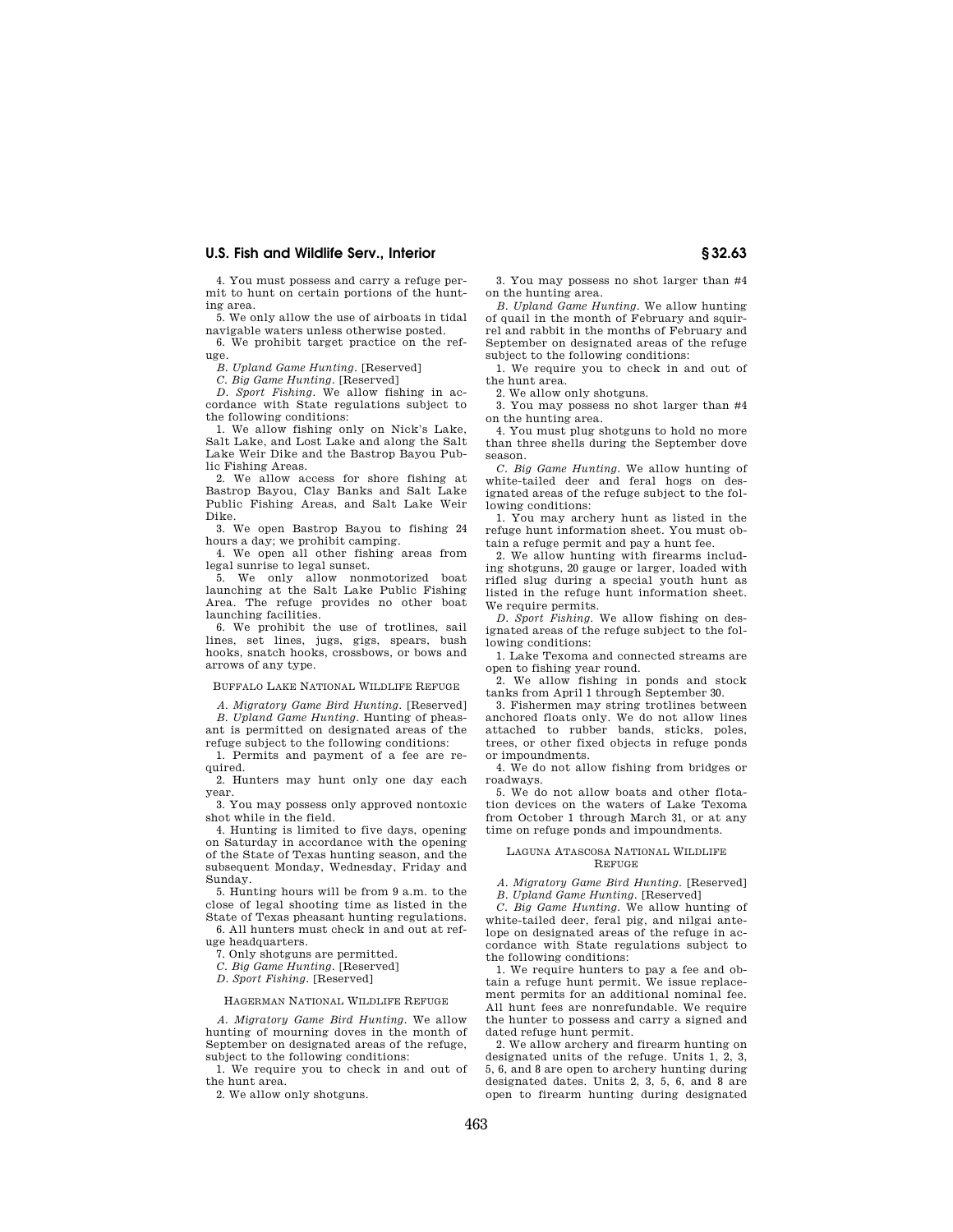4. You must possess and carry a refuge permit to hunt on certain portions of the hunting area.

5. We only allow the use of airboats in tidal navigable waters unless otherwise posted.

6. We prohibit target practice on the refuge.

*B. Upland Game Hunting.* [Reserved]

*C. Big Game Hunting.* [Reserved]

*D. Sport Fishing.* We allow fishing in accordance with State regulations subject to the following conditions:

1. We allow fishing only on Nick's Lake, Salt Lake, and Lost Lake and along the Salt Lake Weir Dike and the Bastrop Bayou Public Fishing Areas.

2. We allow access for shore fishing at Bastrop Bayou, Clay Banks and Salt Lake Public Fishing Areas, and Salt Lake Weir Dike.

3. We open Bastrop Bayou to fishing 24 hours a day; we prohibit camping.

4. We open all other fishing areas from legal sunrise to legal sunset.

5. We only allow nonmotorized boat launching at the Salt Lake Public Fishing Area. The refuge provides no other boat launching facilities.

6. We prohibit the use of trotlines, sail lines, set lines, jugs, gigs, spears, bush hooks, snatch hooks, crossbows, or bows and arrows of any type.

BUFFALO LAKE NATIONAL WILDLIFE REFUGE

*A. Migratory Game Bird Hunting.* [Reserved]

*B. Upland Game Hunting.* Hunting of pheasant is permitted on designated areas of the refuge subject to the following conditions:

1. Permits and payment of a fee are required.

2. Hunters may hunt only one day each year.

3. You may possess only approved nontoxic shot while in the field.

4. Hunting is limited to five days, opening on Saturday in accordance with the opening of the State of Texas hunting season, and the subsequent Monday, Wednesday, Friday and Sunday.

5. Hunting hours will be from 9 a.m. to the close of legal shooting time as listed in the State of Texas pheasant hunting regulations.

6. All hunters must check in and out at refuge headquarters.

7. Only shotguns are permitted.

*C. Big Game Hunting.* [Reserved]

*D. Sport Fishing.* [Reserved]

HAGERMAN NATIONAL WILDLIFE REFUGE

*A. Migratory Game Bird Hunting.* We allow hunting of mourning doves in the month of September on designated areas of the refuge, subject to the following conditions:

1. We require you to check in and out of the hunt area.

2. We allow only shotguns.

3. You may possess no shot larger than #4 on the hunting area.

*B. Upland Game Hunting.* We allow hunting of quail in the month of February and squirrel and rabbit in the months of February and September on designated areas of the refuge subject to the following conditions:

1. We require you to check in and out of the hunt area.

2. We allow only shotguns.

3. You may possess no shot larger than #4 on the hunting area.

4. You must plug shotguns to hold no more than three shells during the September dove season.

*C. Big Game Hunting.* We allow hunting of white-tailed deer and feral hogs on designated areas of the refuge subject to the following conditions:

1. You may archery hunt as listed in the refuge hunt information sheet. You must obtain a refuge permit and pay a hunt fee.

2. We allow hunting with firearms including shotguns, 20 gauge or larger, loaded with rifled slug during a special youth hunt as listed in the refuge hunt information sheet. We require permits.

*D. Sport Fishing.* We allow fishing on designated areas of the refuge subject to the following conditions:

1. Lake Texoma and connected streams are open to fishing year round.

2. We allow fishing in ponds and stock tanks from April 1 through September 30.

3. Fishermen may string trotlines between anchored floats only. We do not allow lines attached to rubber bands, sticks, poles, trees, or other fixed objects in refuge ponds or impoundments.

4. We do not allow fishing from bridges or roadways.

5. We do not allow boats and other flotation devices on the waters of Lake Texoma from October 1 through March 31, or at any time on refuge ponds and impoundments.

LAGUNA ATASCOSA NATIONAL WILDLIFE REFUGE

*A. Migratory Game Bird Hunting.* [Reserved]

*B. Upland Game Hunting.* [Reserved]

*C. Big Game Hunting.* We allow hunting of white-tailed deer, feral pig, and nilgai antelope on designated areas of the refuge in accordance with State regulations subject to the following conditions:

1. We require hunters to pay a fee and obtain a refuge hunt permit. We issue replacement permits for an additional nominal fee. All hunt fees are nonrefundable. We require the hunter to possess and carry a signed and dated refuge hunt permit.

2. We allow archery and firearm hunting on designated units of the refuge. Units 1, 2, 3, 5, 6, and 8 are open to archery hunting during designated dates. Units 2, 3, 5, 6, and 8 are open to firearm hunting during designated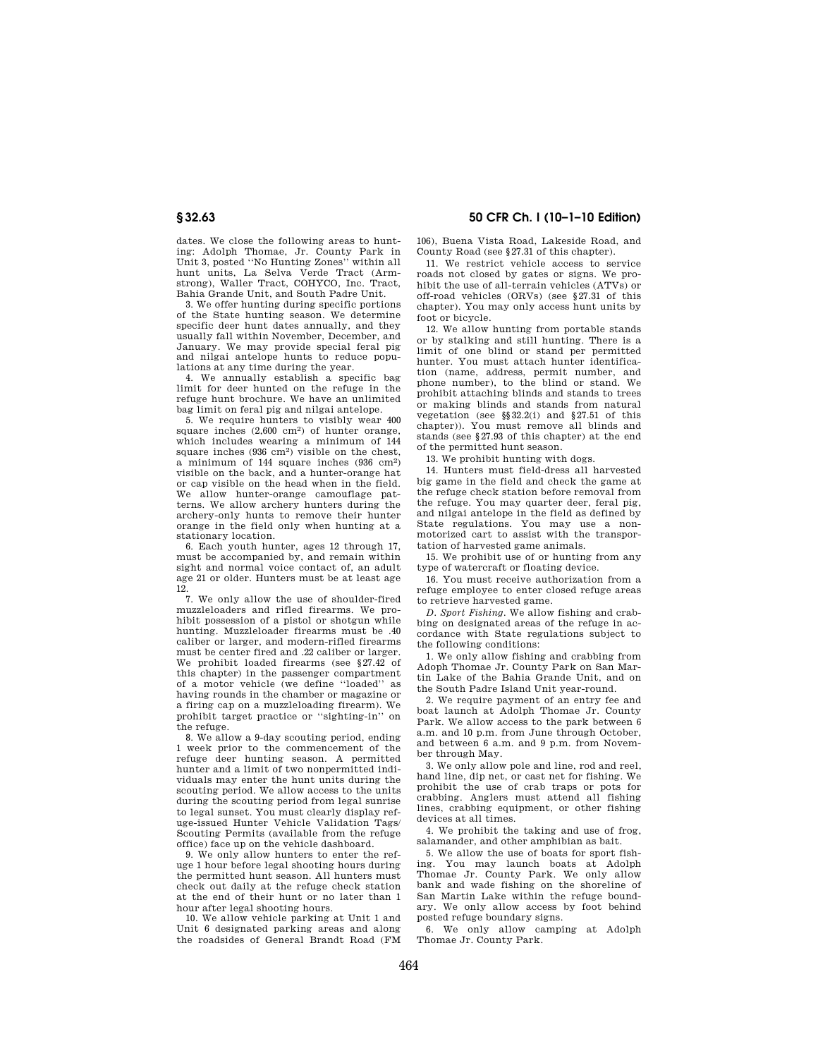dates. We close the following areas to hunting: Adolph Thomae, Jr. County Park in Unit 3, posted ''No Hunting Zones'' within all hunt units, La Selva Verde Tract (Armstrong), Waller Tract, COHYCO, Inc. Tract, Bahia Grande Unit, and South Padre Unit.

3. We offer hunting during specific portions of the State hunting season. We determine specific deer hunt dates annually, and they usually fall within November, December, and January. We may provide special feral pig and nilgai antelope hunts to reduce populations at any time during the year.

4. We annually establish a specific bag limit for deer hunted on the refuge in the refuge hunt brochure. We have an unlimited bag limit on feral pig and nilgai antelope.

5. We require hunters to visibly wear 400 square inches (2,600 $cm^2$) of hunter orange, which includes wearing a minimum of 144 square inches (936 $cm^2$) visible on the chest, a minimum of 144 square inches (936 $cm^2$) visible on the back, and a hunter-orange hat or cap visible on the head when in the field. We allow hunter-orange camouflage patterns. We allow archery hunters during the archery-only hunts to remove their hunter orange in the field only when hunting at a stationary location.

6. Each youth hunter, ages 12 through 17, must be accompanied by, and remain within sight and normal voice contact of, an adult age 21 or older. Hunters must be at least age 12.

7. We only allow the use of shoulder-fired muzzleloaders and rifled firearms. We prohibit possession of a pistol or shotgun while hunting. Muzzleloader firearms must be .40 caliber or larger, and modern-rifled firearms must be center fired and .22 caliber or larger. We prohibit loaded firearms (see §27.42 of this chapter) in the passenger compartment of a motor vehicle (we define ''loaded'' as having rounds in the chamber or magazine or a firing cap on a muzzleloading firearm). We prohibit target practice or ''sighting-in'' on the refuge.

8. We allow a 9-day scouting period, ending 1 week prior to the commencement of the refuge deer hunting season. A permitted hunter and a limit of two nonpermitted individuals may enter the hunt units during the scouting period. We allow access to the units during the scouting period from legal sunrise to legal sunset. You must clearly display refuge-issued Hunter Vehicle Validation Tags/Scouting Permits (available from the refuge office) face up on the vehicle dashboard.

9. We only allow hunters to enter the refuge 1 hour before legal shooting hours during the permitted hunt season. All hunters must check out daily at the refuge check station at the end of their hunt or no later than 1 hour after legal shooting hours.

10. We allow vehicle parking at Unit 1 and Unit 6 designated parking areas and along the roadsides of General Brandt Road (FM 106), Buena Vista Road, Lakeside Road, and County Road (see §27.31 of this chapter).

11. We restrict vehicle access to service roads not closed by gates or signs. We prohibit the use of all-terrain vehicles (ATVs) or off-road vehicles (ORVs) (see §27.31 of this chapter). You may only access hunt units by foot or bicycle.

12. We allow hunting from portable stands or by stalking and still hunting. There is a limit of one blind or stand per permitted hunter. You must attach hunter identification (name, address, permit number, and phone number), to the blind or stand. We prohibit attaching blinds and stands to trees or making blinds and stands from natural vegetation (see §§32.2(i) and §27.51 of this chapter)). You must remove all blinds and stands (see §27.93 of this chapter) at the end of the permitted hunt season.

13. We prohibit hunting with dogs.

14. Hunters must field-dress all harvested big game in the field and check the game at the refuge check station before removal from the refuge. You may quarter deer, feral pig, and nilgai antelope in the field as defined by State regulations. You may use a nonmotorized cart to assist with the transportation of harvested game animals.

15. We prohibit use of or hunting from any type of watercraft or floating device.

16. You must receive authorization from a refuge employee to enter closed refuge areas to retrieve harvested game.

*D. Sport Fishing.* We allow fishing and crabbing on designated areas of the refuge in accordance with State regulations subject to the following conditions:

1. We only allow fishing and crabbing from Adoph Thomae Jr. County Park on San Martin Lake of the Bahia Grande Unit, and on the South Padre Island Unit year-round.

2. We require payment of an entry fee and boat launch at Adolph Thomae Jr. County Park. We allow access to the park between 6 a.m. and 10 p.m. from June through October, and between 6 a.m. and 9 p.m. from November through May.

3. We only allow pole and line, rod and reel, hand line, dip net, or cast net for fishing. We prohibit the use of crab traps or pots for crabbing. Anglers must attend all fishing lines, crabbing equipment, or other fishing devices at all times.

4. We prohibit the taking and use of frog, salamander, and other amphibian as bait.

5. We allow the use of boats for sport fishing. You may launch boats at Adolph Thomae Jr. County Park. We only allow bank and wade fishing on the shoreline of San Martin Lake within the refuge boundary. We only allow access by foot behind posted refuge boundary signs.

6. We only allow camping at Adolph Thomae Jr. County Park.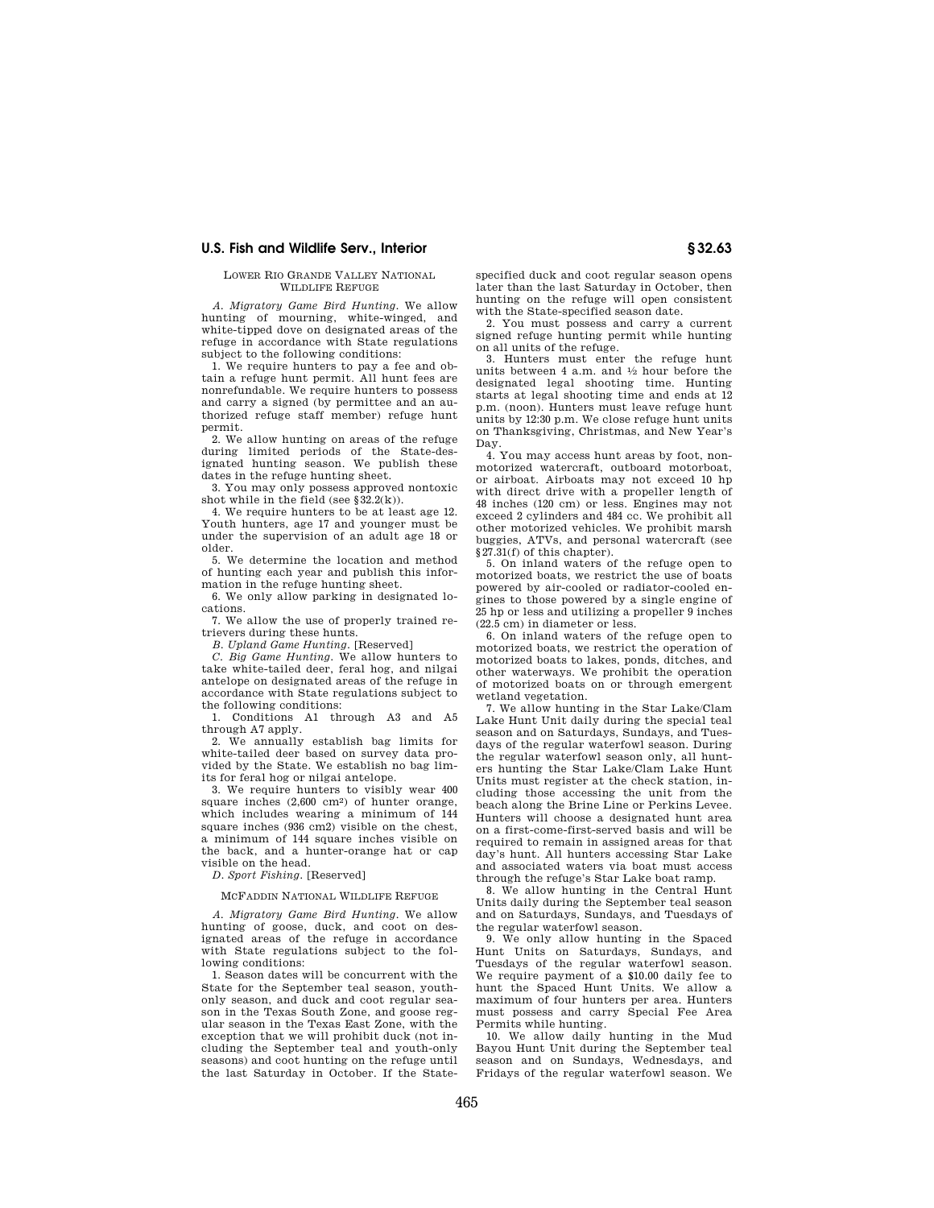LOWER RIO GRANDE VALLEY NATIONAL WILDLIFE REFUGE

*A. Migratory Game Bird Hunting.* We allow hunting of mourning, white-winged, and white-tipped dove on designated areas of the refuge in accordance with State regulations subject to the following conditions:

1. We require hunters to pay a fee and obtain a refuge hunt permit. All hunt fees are nonrefundable. We require hunters to possess and carry a signed (by permittee and an authorized refuge staff member) refuge hunt permit.

2. We allow hunting on areas of the refuge during limited periods of the State-designated hunting season. We publish these dates in the refuge hunting sheet.

3. You may only possess approved nontoxic shot while in the field (see §32.2(k)).

4. We require hunters to be at least age 12. Youth hunters, age 17 and younger must be under the supervision of an adult age 18 or older.

5. We determine the location and method of hunting each year and publish this information in the refuge hunting sheet.

6. We only allow parking in designated locations.

7. We allow the use of properly trained retrievers during these hunts.

*B. Upland Game Hunting.* [Reserved]

*C. Big Game Hunting.* We allow hunters to take white-tailed deer, feral hog, and nilgai antelope on designated areas of the refuge in accordance with State regulations subject to the following conditions:

1. Conditions A1 through A3 and A5 through A7 apply.

2. We annually establish bag limits for white-tailed deer based on survey data provided by the State. We establish no bag limits for feral hog or nilgai antelope.

3. We require hunters to visibly wear 400 square inches (2,600 $cm^2$) of hunter orange, which includes wearing a minimum of 144 square inches (936 cm2) visible on the chest, a minimum of 144 square inches visible on the back, and a hunter-orange hat or cap visible on the head.

*D. Sport Fishing.* [Reserved]

MCFADDIN NATIONAL WILDLIFE REFUGE

*A. Migratory Game Bird Hunting.* We allow hunting of goose, duck, and coot on designated areas of the refuge in accordance with State regulations subject to the following conditions:

1. Season dates will be concurrent with the State for the September teal season, youth-only season, and duck and coot regular season in the Texas South Zone, and goose regular season in the Texas East Zone, with the exception that we will prohibit duck (not including the September teal and youth-only seasons) and coot hunting on the refuge until the last Saturday in October. If the State-specified duck and coot regular season opens later than the last Saturday in October, then hunting on the refuge will open consistent with the State-specified season date.

2. You must possess and carry a current signed refuge hunting permit while hunting on all units of the refuge.

3. Hunters must enter the refuge hunt units between 4 a.m. and ½ hour before the designated legal shooting time. Hunting starts at legal shooting time and ends at 12 p.m. (noon). Hunters must leave refuge hunt units by 12:30 p.m. We close refuge hunt units on Thanksgiving, Christmas, and New Year's Day.

4. You may access hunt areas by foot, non-motorized watercraft, outboard motorboat, or airboat. Airboats may not exceed 10 hp with direct drive with a propeller length of 48 inches (120 cm) or less. Engines may not exceed 2 cylinders and 484 cc. We prohibit all other motorized vehicles. We prohibit marsh buggies, ATVs, and personal watercraft (see §27.31(f) of this chapter).

5. On inland waters of the refuge open to motorized boats, we restrict the use of boats powered by air-cooled or radiator-cooled engines to those powered by a single engine of 25 hp or less and utilizing a propeller 9 inches (22.5 cm) in diameter or less.

6. On inland waters of the refuge open to motorized boats, we restrict the operation of motorized boats to lakes, ponds, ditches, and other waterways. We prohibit the operation of motorized boats on or through emergent wetland vegetation.

7. We allow hunting in the Star Lake/Clam Lake Hunt Unit daily during the special teal season and on Saturdays, Sundays, and Tuesdays of the regular waterfowl season. During the regular waterfowl season only, all hunters hunting the Star Lake/Clam Lake Hunt Units must register at the check station, including those accessing the unit from the beach along the Brine Line or Perkins Levee. Hunters will choose a designated hunt area on a first-come-first-served basis and will be required to remain in assigned areas for that day's hunt. All hunters accessing Star Lake and associated waters via boat must access through the refuge's Star Lake boat ramp.

8. We allow hunting in the Central Hunt Units daily during the September teal season and on Saturdays, Sundays, and Tuesdays of the regular waterfowl season.

9. We only allow hunting in the Spaced Hunt Units on Saturdays, Sundays, and Tuesdays of the regular waterfowl season. We require payment of a $10.00 daily fee to hunt the Spaced Hunt Units. We allow a maximum of four hunters per area. Hunters must possess and carry Special Fee Area Permits while hunting.

10. We allow daily hunting in the Mud Bayou Hunt Unit during the September teal season and on Sundays, Wednesdays, and Fridays of the regular waterfowl season. We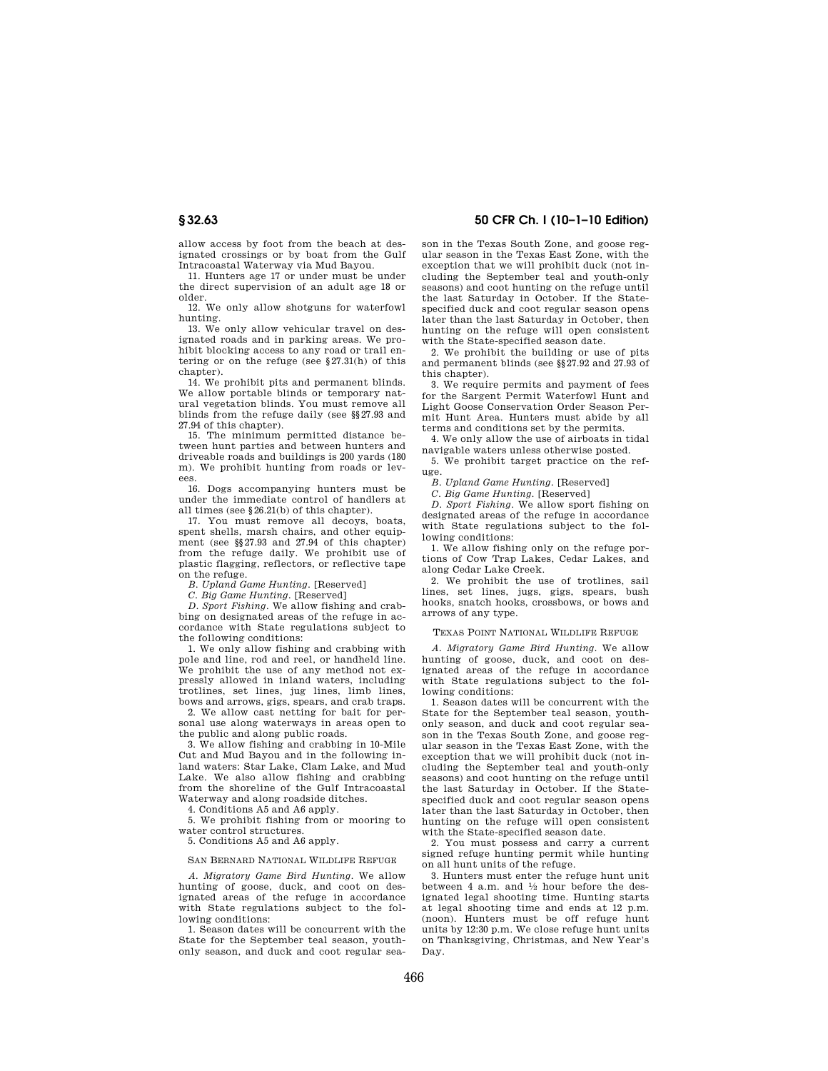allow access by foot from the beach at designated crossings or by boat from the Gulf Intracoastal Waterway via Mud Bayou.

11. Hunters age 17 or under must be under the direct supervision of an adult age 18 or older.

12. We only allow shotguns for waterfowl hunting.

13. We only allow vehicular travel on designated roads and in parking areas. We prohibit blocking access to any road or trail entering or on the refuge (see §27.31(h) of this chapter).

14. We prohibit pits and permanent blinds. We allow portable blinds or temporary natural vegetation blinds. You must remove all blinds from the refuge daily (see §§27.93 and 27.94 of this chapter).

15. The minimum permitted distance between hunt parties and between hunters and driveable roads and buildings is 200 yards (180 m). We prohibit hunting from roads or levees.

16. Dogs accompanying hunters must be under the immediate control of handlers at all times (see §26.21(b) of this chapter).

17. You must remove all decoys, boats, spent shells, marsh chairs, and other equipment (see §§27.93 and 27.94 of this chapter) from the refuge daily. We prohibit use of plastic flagging, reflectors, or reflective tape on the refuge.

*B. Upland Game Hunting.* [Reserved]

*C. Big Game Hunting.* [Reserved]

*D. Sport Fishing.* We allow fishing and crabbing on designated areas of the refuge in accordance with State regulations subject to the following conditions:

1. We only allow fishing and crabbing with pole and line, rod and reel, or handheld line. We prohibit the use of any method not expressly allowed in inland waters, including trotlines, set lines, jug lines, limb lines, bows and arrows, gigs, spears, and crab traps.

2. We allow cast netting for bait for personal use along waterways in areas open to the public and along public roads.

3. We allow fishing and crabbing in 10-Mile Cut and Mud Bayou and in the following inland waters: Star Lake, Clam Lake, and Mud Lake. We also allow fishing and crabbing from the shoreline of the Gulf Intracoastal Waterway and along roadside ditches.

4. Conditions A5 and A6 apply.

5. We prohibit fishing from or mooring to water control structures.

5. Conditions A5 and A6 apply.

SAN BERNARD NATIONAL WILDLIFE REFUGE

*A. Migratory Game Bird Hunting.* We allow hunting of goose, duck, and coot on designated areas of the refuge in accordance with State regulations subject to the following conditions:

1. Season dates will be concurrent with the State for the September teal season, youth-only season, and duck and coot regular season in the Texas South Zone, and goose regular season in the Texas East Zone, with the exception that we will prohibit duck (not including the September teal and youth-only seasons) and coot hunting on the refuge until the last Saturday in October. If the State-specified duck and coot regular season opens later than the last Saturday in October, then hunting on the refuge will open consistent with the State-specified season date.

2. We prohibit the building or use of pits and permanent blinds (see §§27.92 and 27.93 of this chapter).

3. We require permits and payment of fees for the Sargent Permit Waterfowl Hunt and Light Goose Conservation Order Season Permit Hunt Area. Hunters must abide by all terms and conditions set by the permits.

4. We only allow the use of airboats in tidal navigable waters unless otherwise posted.

5. We prohibit target practice on the refuge.

*B. Upland Game Hunting.* [Reserved]

*C. Big Game Hunting.* [Reserved]

*D. Sport Fishing.* We allow sport fishing on designated areas of the refuge in accordance with State regulations subject to the following conditions:

1. We allow fishing only on the refuge portions of Cow Trap Lakes, Cedar Lakes, and along Cedar Lake Creek.

2. We prohibit the use of trotlines, sail lines, set lines, jugs, gigs, spears, bush hooks, snatch hooks, crossbows, or bows and arrows of any type.

TEXAS POINT NATIONAL WILDLIFE REFUGE

*A. Migratory Game Bird Hunting.* We allow hunting of goose, duck, and coot on designated areas of the refuge in accordance with State regulations subject to the following conditions:

1. Season dates will be concurrent with the State for the September teal season, youth-only season, and duck and coot regular season in the Texas South Zone, and goose regular season in the Texas East Zone, with the exception that we will prohibit duck (not including the September teal and youth-only seasons) and coot hunting on the refuge until the last Saturday in October. If the State-specified duck and coot regular season opens later than the last Saturday in October, then hunting on the refuge will open consistent with the State-specified season date.

2. You must possess and carry a current signed refuge hunting permit while hunting on all hunt units of the refuge.

3. Hunters must enter the refuge hunt unit between 4 a.m. and ½ hour before the designated legal shooting time. Hunting starts at legal shooting time and ends at 12 p.m. (noon). Hunters must be off refuge hunt units by 12:30 p.m. We close refuge hunt units on Thanksgiving, Christmas, and New Year's Day.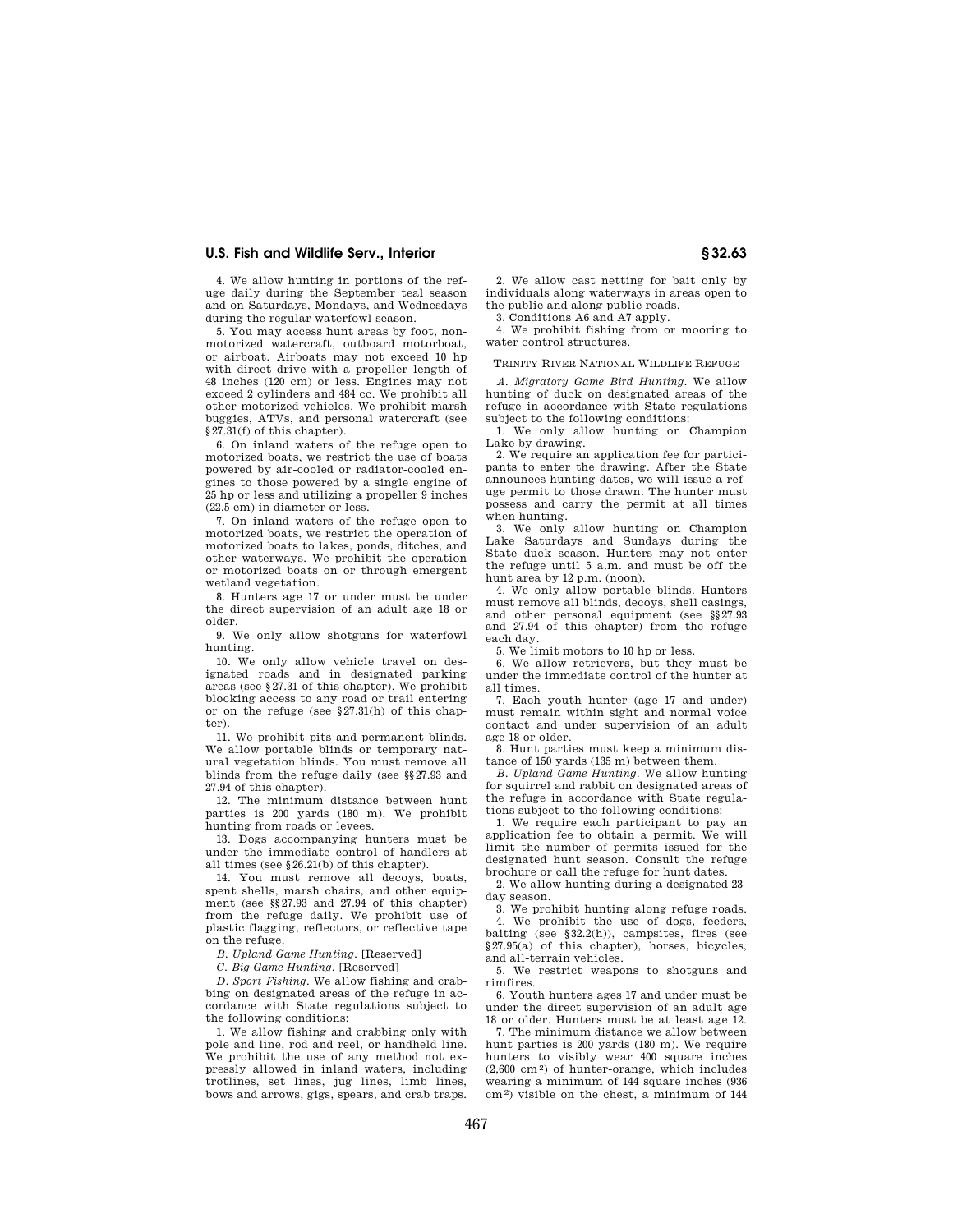4. We allow hunting in portions of the refuge daily during the September teal season and on Saturdays, Mondays, and Wednesdays during the regular waterfowl season.

5. You may access hunt areas by foot, nonmotorized watercraft, outboard motorboat, or airboat. Airboats may not exceed 10 hp with direct drive with a propeller length of 48 inches (120 cm) or less. Engines may not exceed 2 cylinders and 484 cc. We prohibit all other motorized vehicles. We prohibit marsh buggies, ATVs, and personal watercraft (see §27.31(f) of this chapter).

6. On inland waters of the refuge open to motorized boats, we restrict the use of boats powered by air-cooled or radiator-cooled engines to those powered by a single engine of 25 hp or less and utilizing a propeller 9 inches (22.5 cm) in diameter or less.

7. On inland waters of the refuge open to motorized boats, we restrict the operation of motorized boats to lakes, ponds, ditches, and other waterways. We prohibit the operation or motorized boats on or through emergent wetland vegetation.

8. Hunters age 17 or under must be under the direct supervision of an adult age 18 or older.

9. We only allow shotguns for waterfowl hunting.

10. We only allow vehicle travel on designated roads and in designated parking areas (see §27.31 of this chapter). We prohibit blocking access to any road or trail entering or on the refuge (see §27.31(h) of this chapter).

11. We prohibit pits and permanent blinds. We allow portable blinds or temporary natural vegetation blinds. You must remove all blinds from the refuge daily (see §§27.93 and 27.94 of this chapter).

12. The minimum distance between hunt parties is 200 yards (180 m). We prohibit hunting from roads or levees.

13. Dogs accompanying hunters must be under the immediate control of handlers at all times (see §26.21(b) of this chapter).

14. You must remove all decoys, boats, spent shells, marsh chairs, and other equipment (see §§27.93 and 27.94 of this chapter) from the refuge daily. We prohibit use of plastic flagging, reflectors, or reflective tape on the refuge.

*B. Upland Game Hunting.* [Reserved]

*C. Big Game Hunting.* [Reserved]

*D. Sport Fishing.* We allow fishing and crabbing on designated areas of the refuge in accordance with State regulations subject to the following conditions:

1. We allow fishing and crabbing only with pole and line, rod and reel, or handheld line. We prohibit the use of any method not expressly allowed in inland waters, including trotlines, set lines, jug lines, limb lines, bows and arrows, gigs, spears, and crab traps.

2. We allow cast netting for bait only by individuals along waterways in areas open to the public and along public roads.

3. Conditions A6 and A7 apply.

4. We prohibit fishing from or mooring to water control structures.

TRINITY RIVER NATIONAL WILDLIFE REFUGE

*A. Migratory Game Bird Hunting.* We allow hunting of duck on designated areas of the refuge in accordance with State regulations subject to the following conditions:

1. We only allow hunting on Champion Lake by drawing.

2. We require an application fee for participants to enter the drawing. After the State announces hunting dates, we will issue a refuge permit to those drawn. The hunter must possess and carry the permit at all times when hunting.

3. We only allow hunting on Champion Lake Saturdays and Sundays during the State duck season. Hunters may not enter the refuge until 5 a.m. and must be off the hunt area by 12 p.m. (noon).

4. We only allow portable blinds. Hunters must remove all blinds, decoys, shell casings, and other personal equipment (see §§27.93 and 27.94 of this chapter) from the refuge each day.

5. We limit motors to 10 hp or less.

6. We allow retrievers, but they must be under the immediate control of the hunter at all times.

7. Each youth hunter (age 17 and under) must remain within sight and normal voice contact and under supervision of an adult age 18 or older.

8. Hunt parties must keep a minimum distance of 150 yards (135 m) between them.

*B. Upland Game Hunting.* We allow hunting for squirrel and rabbit on designated areas of the refuge in accordance with State regulations subject to the following conditions:

1. We require each participant to pay an application fee to obtain a permit. We will limit the number of permits issued for the designated hunt season. Consult the refuge brochure or call the refuge for hunt dates.

2. We allow hunting during a designated 23-day season.

3. We prohibit hunting along refuge roads.

4. We prohibit the use of dogs, feeders, baiting (see §32.2(h)), campsites, fires (see §27.95(a) of this chapter), horses, bicycles, and all-terrain vehicles.

5. We restrict weapons to shotguns and rimfires.

6. Youth hunters ages 17 and under must be under the direct supervision of an adult age 18 or older. Hunters must be at least age 12.

7. The minimum distance we allow between hunt parties is 200 yards (180 m). We require hunters to visibly wear 400 square inches (2,600 $cm^2$) of hunter-orange, which includes wearing a minimum of 144 square inches (936 $cm^2$) visible on the chest, a minimum of 144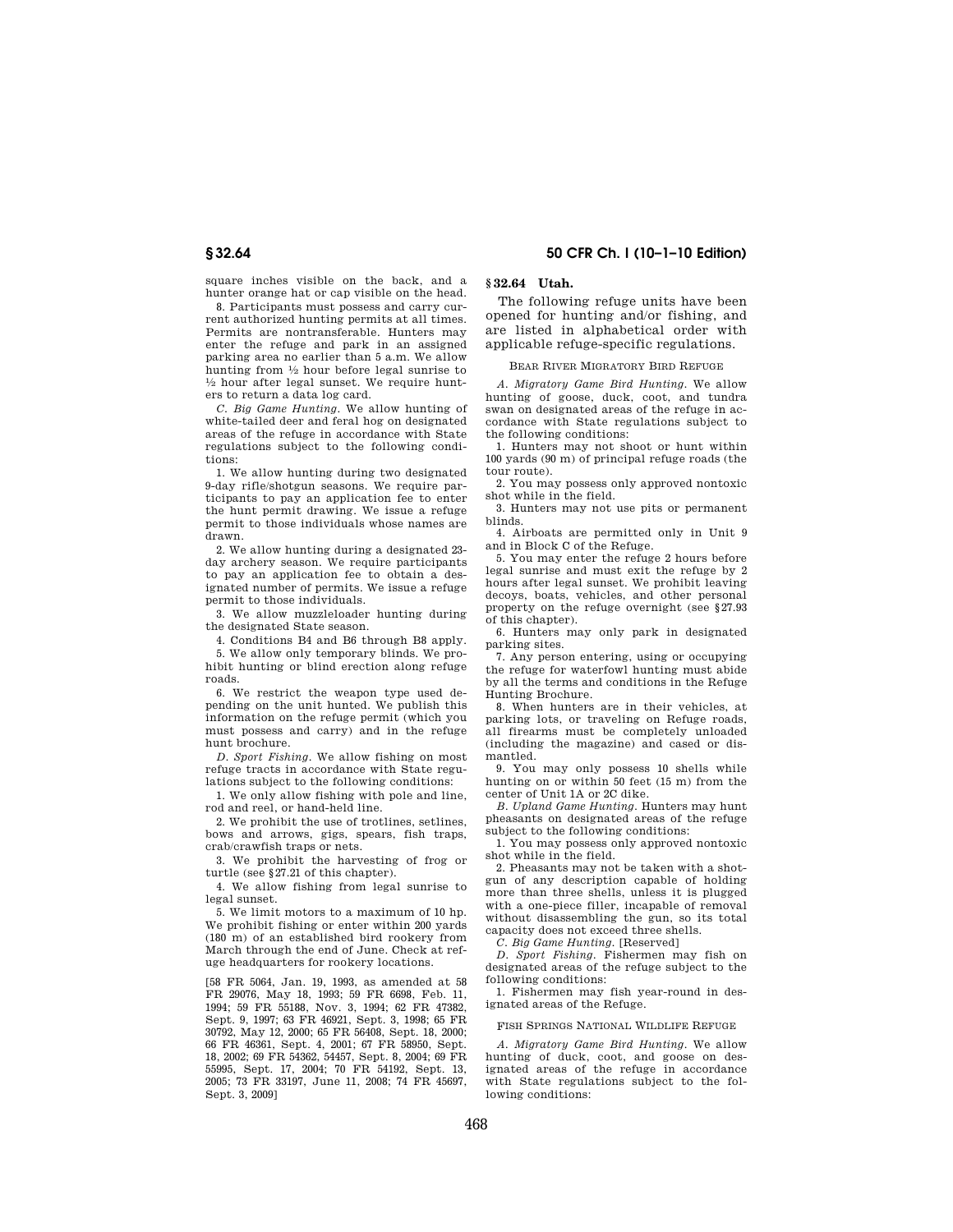square inches visible on the back, and a hunter orange hat or cap visible on the head.

8. Participants must possess and carry current authorized hunting permits at all times. Permits are nontransferable. Hunters may enter the refuge and park in an assigned parking area no earlier than 5 a.m. We allow hunting from ½ hour before legal sunrise to ½ hour after legal sunset. We require hunters to return a data log card.

*C. Big Game Hunting.* We allow hunting of white-tailed deer and feral hog on designated areas of the refuge in accordance with State regulations subject to the following conditions:

1. We allow hunting during two designated 9-day rifle/shotgun seasons. We require participants to pay an application fee to enter the hunt permit drawing. We issue a refuge permit to those individuals whose names are drawn.

2. We allow hunting during a designated 23-day archery season. We require participants to pay an application fee to obtain a designated number of permits. We issue a refuge permit to those individuals.

3. We allow muzzleloader hunting during the designated State season.

4. Conditions B4 and B6 through B8 apply.

5. We allow only temporary blinds. We prohibit hunting or blind erection along refuge roads.

6. We restrict the weapon type used depending on the unit hunted. We publish this information on the refuge permit (which you must possess and carry) and in the refuge hunt brochure.

*D. Sport Fishing.* We allow fishing on most refuge tracts in accordance with State regulations subject to the following conditions:

1. We only allow fishing with pole and line, rod and reel, or hand-held line.

2. We prohibit the use of trotlines, setlines, bows and arrows, gigs, spears, fish traps, crab/crawfish traps or nets.

3. We prohibit the harvesting of frog or turtle (see §27.21 of this chapter).

4. We allow fishing from legal sunrise to legal sunset.

5. We limit motors to a maximum of 10 hp. We prohibit fishing or enter within 200 yards (180 m) of an established bird rookery from March through the end of June. Check at refuge headquarters for rookery locations.

[58 FR 5064, Jan. 19, 1993, as amended at 58 FR 29076, May 18, 1993; 59 FR 6698, Feb. 11, 1994; 59 FR 55188, Nov. 3, 1994; 62 FR 47382, Sept. 9, 1997; 63 FR 46921, Sept. 3, 1998; 65 FR 30792, May 12, 2000; 65 FR 56408, Sept. 18, 2000; 66 FR 46361, Sept. 4, 2001; 67 FR 58950, Sept. 18, 2002; 69 FR 54362, 54457, Sept. 8, 2004; 69 FR 55995, Sept. 17, 2004; 70 FR 54192, Sept. 13, 2005; 73 FR 33197, June 11, 2008; 74 FR 45697, Sept. 3, 2009]

## § 32.64 Utah.

The following refuge units have been opened for hunting and/or fishing, and are listed in alphabetical order with applicable refuge-specific regulations.

### BEAR RIVER MIGRATORY BIRD REFUGE

*A. Migratory Game Bird Hunting.* We allow hunting of goose, duck, coot, and tundra swan on designated areas of the refuge in accordance with State regulations subject to the following conditions:

1. Hunters may not shoot or hunt within 100 yards (90 m) of principal refuge roads (the tour route).

2. You may possess only approved nontoxic shot while in the field.

3. Hunters may not use pits or permanent blinds.

4. Airboats are permitted only in Unit 9 and in Block C of the Refuge.

5. You may enter the refuge 2 hours before legal sunrise and must exit the refuge by 2 hours after legal sunset. We prohibit leaving decoys, boats, vehicles, and other personal property on the refuge overnight (see §27.93 of this chapter).

6. Hunters may only park in designated parking sites.

7. Any person entering, using or occupying the refuge for waterfowl hunting must abide by all the terms and conditions in the Refuge Hunting Brochure.

8. When hunters are in their vehicles, at parking lots, or traveling on Refuge roads, all firearms must be completely unloaded (including the magazine) and cased or dismantled.

9. You may only possess 10 shells while hunting on or within 50 feet (15 m) from the center of Unit 1A or 2C dike.

*B. Upland Game Hunting.* Hunters may hunt pheasants on designated areas of the refuge subject to the following conditions:

1. You may possess only approved nontoxic shot while in the field.

2. Pheasants may not be taken with a shotgun of any description capable of holding more than three shells, unless it is plugged with a one-piece filler, incapable of removal without disassembling the gun, so its total capacity does not exceed three shells.

*C. Big Game Hunting.* [Reserved]

*D. Sport Fishing.* Fishermen may fish on designated areas of the refuge subject to the following conditions:

1. Fishermen may fish year-round in designated areas of the Refuge.

### FISH SPRINGS NATIONAL WILDLIFE REFUGE

*A. Migratory Game Bird Hunting.* We allow hunting of duck, coot, and goose on designated areas of the refuge in accordance with State regulations subject to the following conditions: